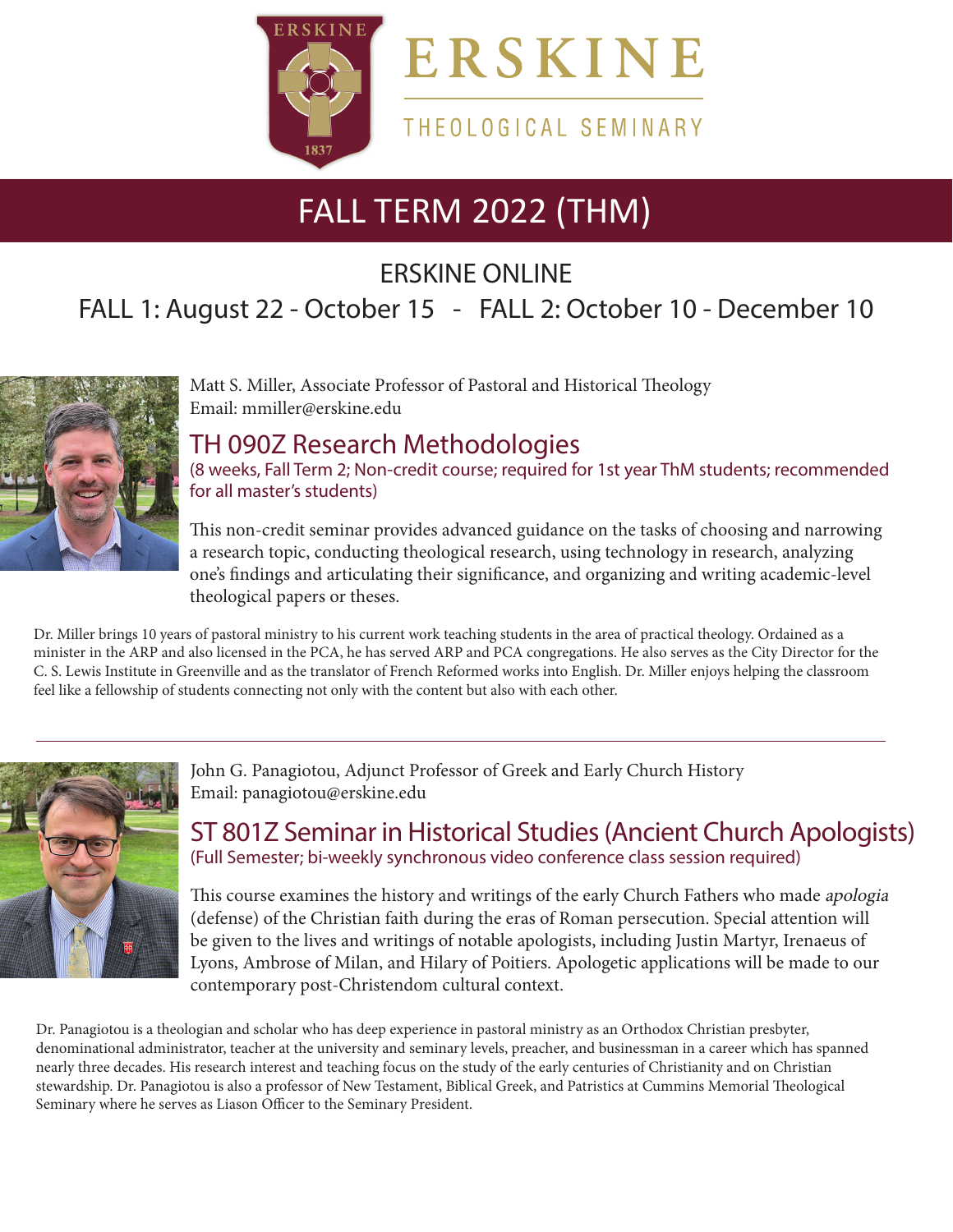# ERSKINE

THEOLOGICAL SEMINARY

# FALL TERM 2022 (THM)

## ERSKINE ONLINE

## FALL 1: August 22 - October 15 - FALL 2: October 10 - December 10

Matt S. Miller, Associate Professor of Pastoral and Historical Theology
Email: mmiller@erskine.edu

### TH 090Z Research Methodologies

(8 weeks, Fall Term 2; Non-credit course; required for 1st year ThM students; recommended for all master's students)

This non-credit seminar provides advanced guidance on the tasks of choosing and narrowing a research topic, conducting theological research, using technology in research, analyzing one's findings and articulating their significance, and organizing and writing academic-level theological papers or theses.

Dr. Miller brings 10 years of pastoral ministry to his current work teaching students in the area of practical theology. Ordained as a minister in the ARP and also licensed in the PCA, he has served ARP and PCA congregations. He also serves as the City Director for the C. S. Lewis Institute in Greenville and as the translator of French Reformed works into English. Dr. Miller enjoys helping the classroom feel like a fellowship of students connecting not only with the content but also with each other.

---

John G. Panagiotou, Adjunct Professor of Greek and Early Church History
Email: panagiotou@erskine.edu

### ST 801Z Seminar in Historical Studies (Ancient Church Apologists)

(Full Semester; bi-weekly synchronous video conference class session required)

This course examines the history and writings of the early Church Fathers who made *apologia* (defense) of the Christian faith during the eras of Roman persecution. Special attention will be given to the lives and writings of notable apologists, including Justin Martyr, Irenaeus of Lyons, Ambrose of Milan, and Hilary of Poitiers. Apologetic applications will be made to our contemporary post-Christendom cultural context.

Dr. Panagiotou is a theologian and scholar who has deep experience in pastoral ministry as an Orthodox Christian presbyter, denominational administrator, teacher at the university and seminary levels, preacher, and businessman in a career which has spanned nearly three decades. His research interest and teaching focus on the study of the early centuries of Christianity and on Christian stewardship. Dr. Panagiotou is also a professor of New Testament, Biblical Greek, and Patristics at Cummins Memorial Theological Seminary where he serves as Liason Officer to the Seminary President.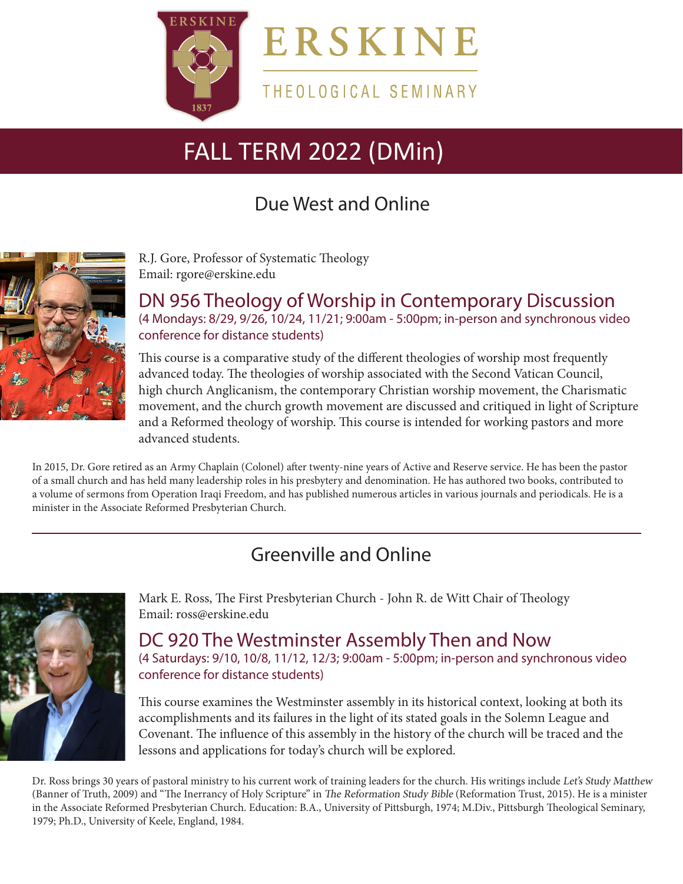# ERSKINE

THEOLOGICAL SEMINARY

# FALL TERM 2022 (DMin)

## Due West and Online

R.J. Gore, Professor of Systematic Theology
Email: rgore@erskine.edu

### DN 956 Theology of Worship in Contemporary Discussion

(4 Mondays: 8/29, 9/26, 10/24, 11/21; 9:00am - 5:00pm; in-person and synchronous video conference for distance students)

This course is a comparative study of the different theologies of worship most frequently advanced today. The theologies of worship associated with the Second Vatican Council, high church Anglicanism, the contemporary Christian worship movement, the Charismatic movement, and the church growth movement are discussed and critiqued in light of Scripture and a Reformed theology of worship. This course is intended for working pastors and more advanced students.

In 2015, Dr. Gore retired as an Army Chaplain (Colonel) after twenty-nine years of Active and Reserve service. He has been the pastor of a small church and has held many leadership roles in his presbytery and denomination. He has authored two books, contributed to a volume of sermons from Operation Iraqi Freedom, and has published numerous articles in various journals and periodicals. He is a minister in the Associate Reformed Presbyterian Church.

---

## Greenville and Online

Mark E. Ross, The First Presbyterian Church - John R. de Witt Chair of Theology
Email: ross@erskine.edu

### DC 920 The Westminster Assembly Then and Now

(4 Saturdays: 9/10, 10/8, 11/12, 12/3; 9:00am - 5:00pm; in-person and synchronous video conference for distance students)

This course examines the Westminster assembly in its historical context, looking at both its accomplishments and its failures in the light of its stated goals in the Solemn League and Covenant. The influence of this assembly in the history of the church will be traced and the lessons and applications for today's church will be explored.

Dr. Ross brings 30 years of pastoral ministry to his current work of training leaders for the church. His writings include *Let's Study Matthew* (Banner of Truth, 2009) and "The Inerrancy of Holy Scripture" in *The Reformation Study Bible* (Reformation Trust, 2015). He is a minister in the Associate Reformed Presbyterian Church. Education: B.A., University of Pittsburgh, 1974; M.Div., Pittsburgh Theological Seminary, 1979; Ph.D., University of Keele, England, 1984.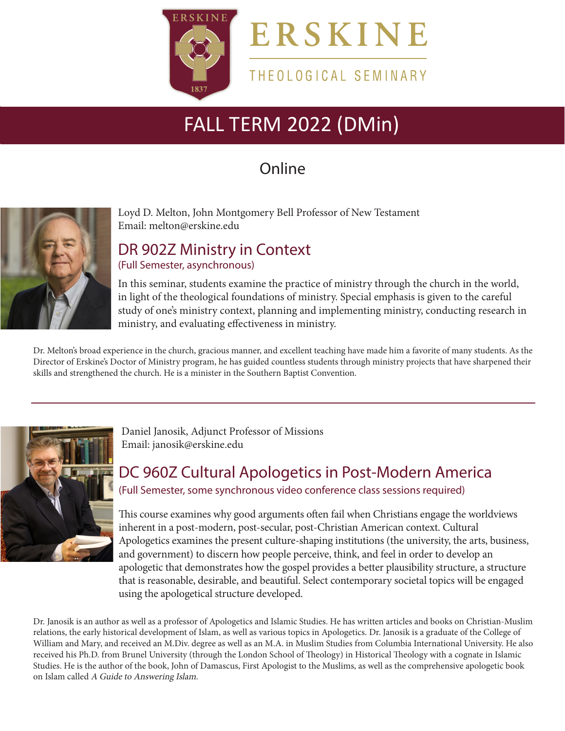# ERSKINE

THEOLOGICAL SEMINARY

## FALL TERM 2022 (DMin)

### Online

Loyd D. Melton, John Montgomery Bell Professor of New Testament
Email: melton@erskine.edu

## DR 902Z Ministry in Context

(Full Semester, asynchronous)

In this seminar, students examine the practice of ministry through the church in the world, in light of the theological foundations of ministry. Special emphasis is given to the careful study of one's ministry context, planning and implementing ministry, conducting research in ministry, and evaluating effectiveness in ministry.

Dr. Melton's broad experience in the church, gracious manner, and excellent teaching have made him a favorite of many students. As the Director of Erskine's Doctor of Ministry program, he has guided countless students through ministry projects that have sharpened their skills and strengthened the church. He is a minister in the Southern Baptist Convention.

---

Daniel Janosik, Adjunct Professor of Missions
Email: janosik@erskine.edu

## DC 960Z Cultural Apologetics in Post-Modern America

(Full Semester, some synchronous video conference class sessions required)

This course examines why good arguments often fail when Christians engage the worldviews inherent in a post-modern, post-secular, post-Christian American context. Cultural Apologetics examines the present culture-shaping institutions (the university, the arts, business, and government) to discern how people perceive, think, and feel in order to develop an apologetic that demonstrates how the gospel provides a better plausibility structure, a structure that is reasonable, desirable, and beautiful. Select contemporary societal topics will be engaged using the apologetical structure developed.

Dr. Janosik is an author as well as a professor of Apologetics and Islamic Studies. He has written articles and books on Christian-Muslim relations, the early historical development of Islam, as well as various topics in Apologetics. Dr. Janosik is a graduate of the College of William and Mary, and received an M.Div. degree as well as an M.A. in Muslim Studies from Columbia International University. He also received his Ph.D. from Brunel University (through the London School of Theology) in Historical Theology with a cognate in Islamic Studies. He is the author of the book, John of Damascus, First Apologist to the Muslims, as well as the comprehensive apologetic book on Islam called *A Guide to Answering Islam.*